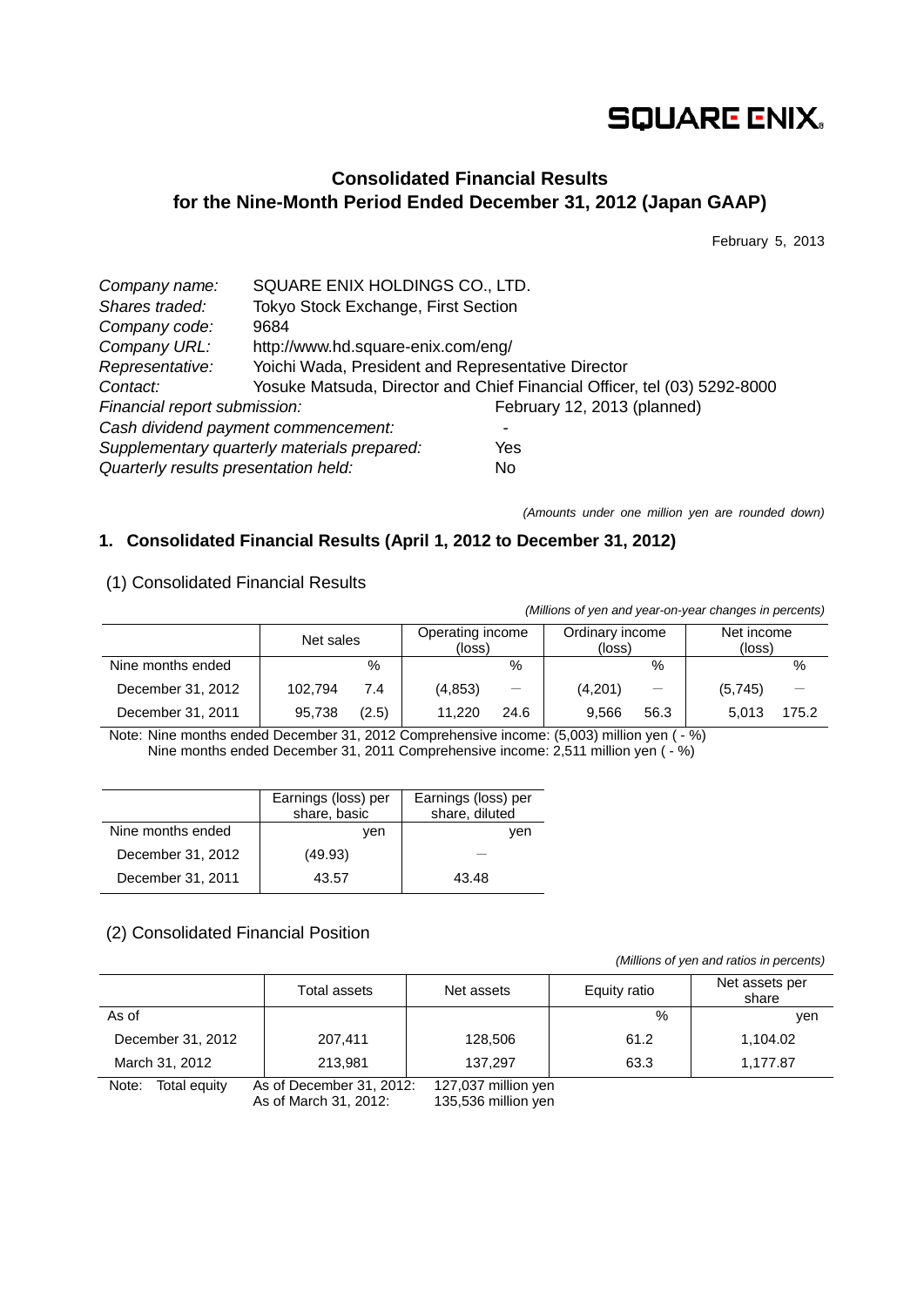SQUARE ENIX

# Consolidated Financial Results for the Nine-Month Period Ended December 31, 2012 (Japan GAAP)

February 5, 2013

| | |
|---|---|
| *Company name:* | SQUARE ENIX HOLDINGS CO., LTD. |
| *Shares traded:* | Tokyo Stock Exchange, First Section |
| *Company code:* | 9684 |
| *Company URL:* | http://www.hd.square-enix.com/eng/ |
| *Representative:* | Yoichi Wada, President and Representative Director |
| *Contact:* | Yosuke Matsuda, Director and Chief Financial Officer, tel (03) 5292-8000 |
| *Financial report submission:* | February 12, 2013 (planned) |
| *Cash dividend payment commencement:* | - |
| *Supplementary quarterly materials prepared:* | Yes |
| *Quarterly results presentation held:* | No |

*(Amounts under one million yen are rounded down)*

## 1. Consolidated Financial Results (April 1, 2012 to December 31, 2012)

### (1) Consolidated Financial Results

*(Millions of yen and year-on-year changes in percents)*

| | Net sales | | Operating income (loss) | | Ordinary income (loss) | | Net income (loss) | |
|---|---|---|---|---|---|---|---|---|
| Nine months ended | | % | | % | | % | | % |
| December 31, 2012 | 102,794 | 7.4 | (4,853) | ― | (4,201) | ― | (5,745) | ― |
| December 31, 2011 | 95,738 | (2.5) | 11,220 | 24.6 | 9,566 | 56.3 | 5,013 | 175.2 |

Note: Nine months ended December 31, 2012 Comprehensive income: (5,003) million yen ( - %)
Nine months ended December 31, 2011 Comprehensive income: 2,511 million yen ( - %)

| | Earnings (loss) per share, basic | Earnings (loss) per share, diluted |
|---|---|---|
| Nine months ended | yen | yen |
| December 31, 2012 | (49.93) | ― |
| December 31, 2011 | 43.57 | 43.48 |

### (2) Consolidated Financial Position

*(Millions of yen and ratios in percents)*

| | Total assets | Net assets | Equity ratio | Net assets per share |
|---|---|---|---|---|
| As of | | | % | yen |
| December 31, 2012 | 207,411 | 128,506 | 61.2 | 1,104.02 |
| March 31, 2012 | 213,981 | 137,297 | 63.3 | 1,177.87 |

Note: Total equity As of December 31, 2012: 127,037 million yen
As of March 31, 2012: 135,536 million yen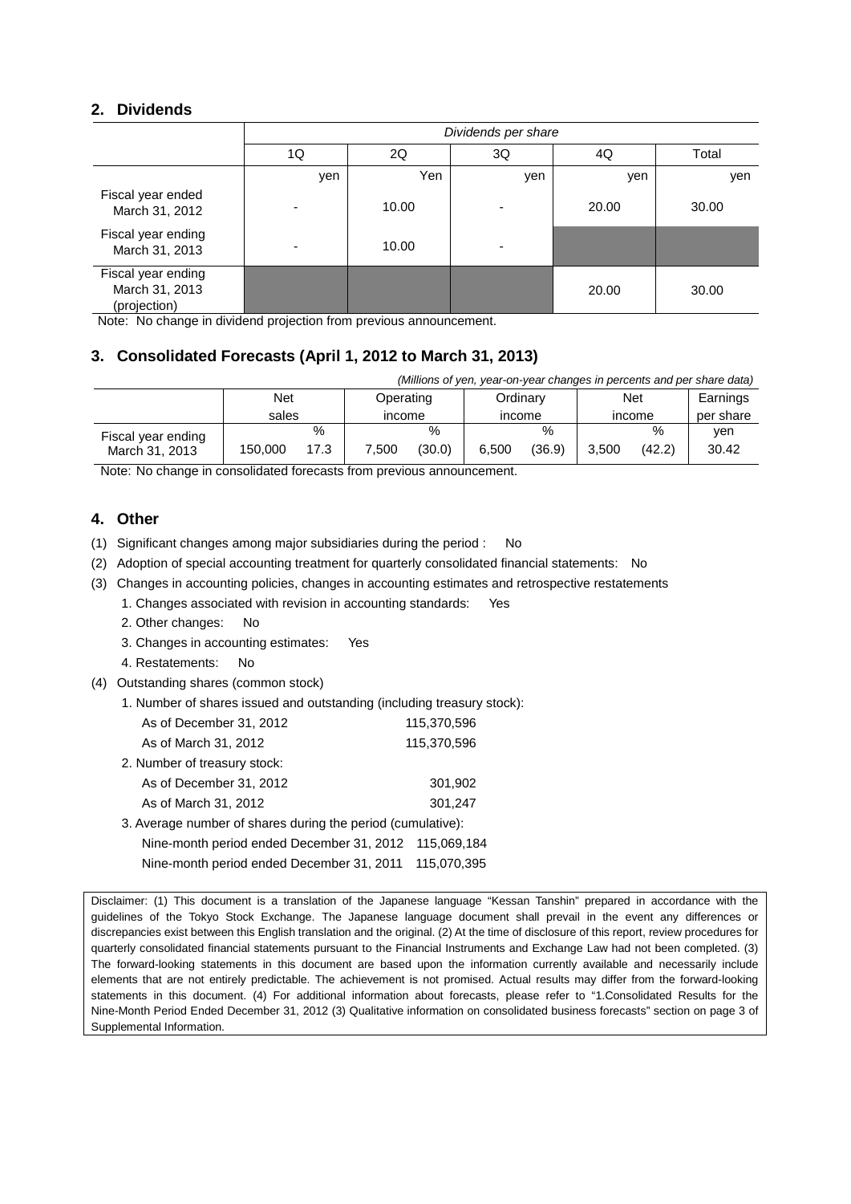## 2. Dividends

| | *Dividends per share* | | | | |
|---|---|---|---|---|---|
| | 1Q | 2Q | 3Q | 4Q | Total |
| | yen | Yen | yen | yen | yen |
| Fiscal year ended March 31, 2012 | - | 10.00 | - | 20.00 | 30.00 |
| Fiscal year ending March 31, 2013 | - | 10.00 | - | | |
| Fiscal year ending March 31, 2013 (projection) | | | | 20.00 | 30.00 |

Note: No change in dividend projection from previous announcement.

## 3. Consolidated Forecasts (April 1, 2012 to March 31, 2013)

*(Millions of yen, year-on-year changes in percents and per share data)*

| | Net sales | | Operating income | | Ordinary income | | Net income | | Earnings per share |
|---|---|---|---|---|---|---|---|---|---|
| | | % | | % | | % | | % | yen |
| Fiscal year ending March 31, 2013 | 150,000 | 17.3 | 7,500 | (30.0) | 6,500 | (36.9) | 3,500 | (42.2) | 30.42 |

Note: No change in consolidated forecasts from previous announcement.

## 4. Other

(1) Significant changes among major subsidiaries during the period : No

(2) Adoption of special accounting treatment for quarterly consolidated financial statements: No

(3) Changes in accounting policies, changes in accounting estimates and retrospective restatements

1. Changes associated with revision in accounting standards: Yes
2. Other changes: No
3. Changes in accounting estimates: Yes
4. Restatements: No

(4) Outstanding shares (common stock)

1. Number of shares issued and outstanding (including treasury stock):

| | |
|---|---|
| As of December 31, 2012 | 115,370,596 |
| As of March 31, 2012 | 115,370,596 |

2. Number of treasury stock:

| | |
|---|---|
| As of December 31, 2012 | 301,902 |
| As of March 31, 2012 | 301,247 |

3. Average number of shares during the period (cumulative):

| | |
|---|---|
| Nine-month period ended December 31, 2012 | 115,069,184 |
| Nine-month period ended December 31, 2011 | 115,070,395 |

Disclaimer: (1) This document is a translation of the Japanese language "Kessan Tanshin" prepared in accordance with the guidelines of the Tokyo Stock Exchange. The Japanese language document shall prevail in the event any differences or discrepancies exist between this English translation and the original. (2) At the time of disclosure of this report, review procedures for quarterly consolidated financial statements pursuant to the Financial Instruments and Exchange Law had not been completed. (3) The forward-looking statements in this document are based upon the information currently available and necessarily include elements that are not entirely predictable. The achievement is not promised. Actual results may differ from the forward-looking statements in this document. (4) For additional information about forecasts, please refer to "1.Consolidated Results for the Nine-Month Period Ended December 31, 2012 (3) Qualitative information on consolidated business forecasts" section on page 3 of Supplemental Information.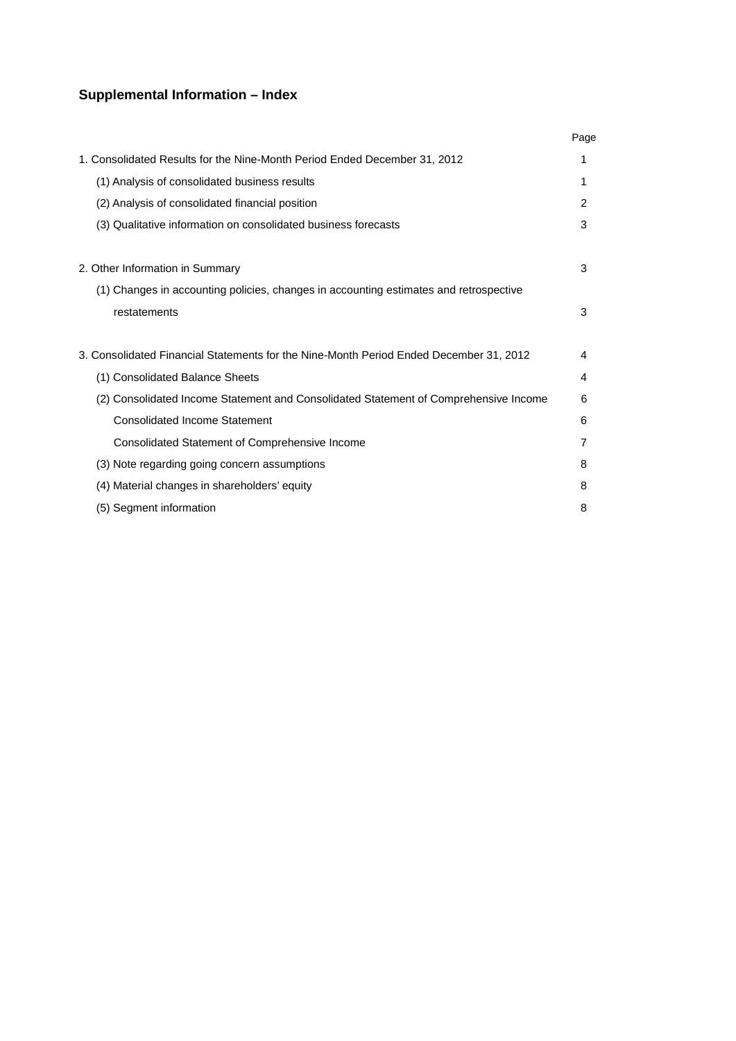## Supplemental Information – Index

| | Page |
|---|---|
| 1. Consolidated Results for the Nine-Month Period Ended December 31, 2012 | 1 |
| (1) Analysis of consolidated business results | 1 |
| (2) Analysis of consolidated financial position | 2 |
| (3) Qualitative information on consolidated business forecasts | 3 |
| | |
| 2. Other Information in Summary | 3 |
| (1) Changes in accounting policies, changes in accounting estimates and retrospective restatements | 3 |
| | |
| 3. Consolidated Financial Statements for the Nine-Month Period Ended December 31, 2012 | 4 |
| (1) Consolidated Balance Sheets | 4 |
| (2) Consolidated Income Statement and Consolidated Statement of Comprehensive Income | 6 |
| Consolidated Income Statement | 6 |
| Consolidated Statement of Comprehensive Income | 7 |
| (3) Note regarding going concern assumptions | 8 |
| (4) Material changes in shareholders' equity | 8 |
| (5) Segment information | 8 |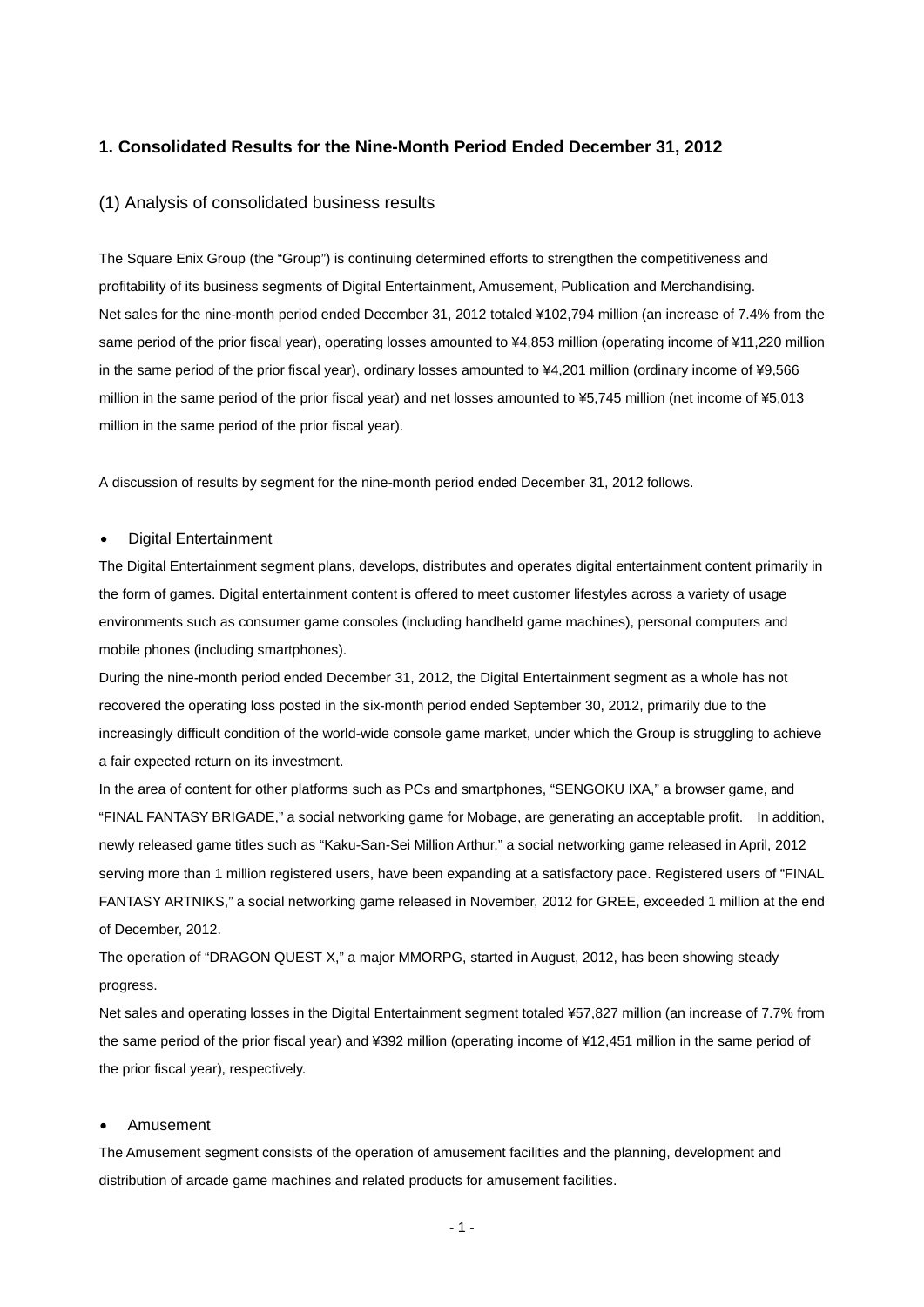## 1. Consolidated Results for the Nine-Month Period Ended December 31, 2012

### (1) Analysis of consolidated business results

The Square Enix Group (the "Group") is continuing determined efforts to strengthen the competitiveness and profitability of its business segments of Digital Entertainment, Amusement, Publication and Merchandising.
Net sales for the nine-month period ended December 31, 2012 totaled ¥102,794 million (an increase of 7.4% from the same period of the prior fiscal year), operating losses amounted to ¥4,853 million (operating income of ¥11,220 million in the same period of the prior fiscal year), ordinary losses amounted to ¥4,201 million (ordinary income of ¥9,566 million in the same period of the prior fiscal year) and net losses amounted to ¥5,745 million (net income of ¥5,013 million in the same period of the prior fiscal year).

A discussion of results by segment for the nine-month period ended December 31, 2012 follows.

- Digital Entertainment

The Digital Entertainment segment plans, develops, distributes and operates digital entertainment content primarily in the form of games. Digital entertainment content is offered to meet customer lifestyles across a variety of usage environments such as consumer game consoles (including handheld game machines), personal computers and mobile phones (including smartphones).
During the nine-month period ended December 31, 2012, the Digital Entertainment segment as a whole has not recovered the operating loss posted in the six-month period ended September 30, 2012, primarily due to the increasingly difficult condition of the world-wide console game market, under which the Group is struggling to achieve a fair expected return on its investment.
In the area of content for other platforms such as PCs and smartphones, "SENGOKU IXA," a browser game, and "FINAL FANTASY BRIGADE," a social networking game for Mobage, are generating an acceptable profit. In addition, newly released game titles such as "Kaku-San-Sei Million Arthur," a social networking game released in April, 2012 serving more than 1 million registered users, have been expanding at a satisfactory pace. Registered users of "FINAL FANTASY ARTNIKS," a social networking game released in November, 2012 for GREE, exceeded 1 million at the end of December, 2012.
The operation of "DRAGON QUEST X," a major MMORPG, started in August, 2012, has been showing steady progress.
Net sales and operating losses in the Digital Entertainment segment totaled ¥57,827 million (an increase of 7.7% from the same period of the prior fiscal year) and ¥392 million (operating income of ¥12,451 million in the same period of the prior fiscal year), respectively.

- Amusement

The Amusement segment consists of the operation of amusement facilities and the planning, development and distribution of arcade game machines and related products for amusement facilities.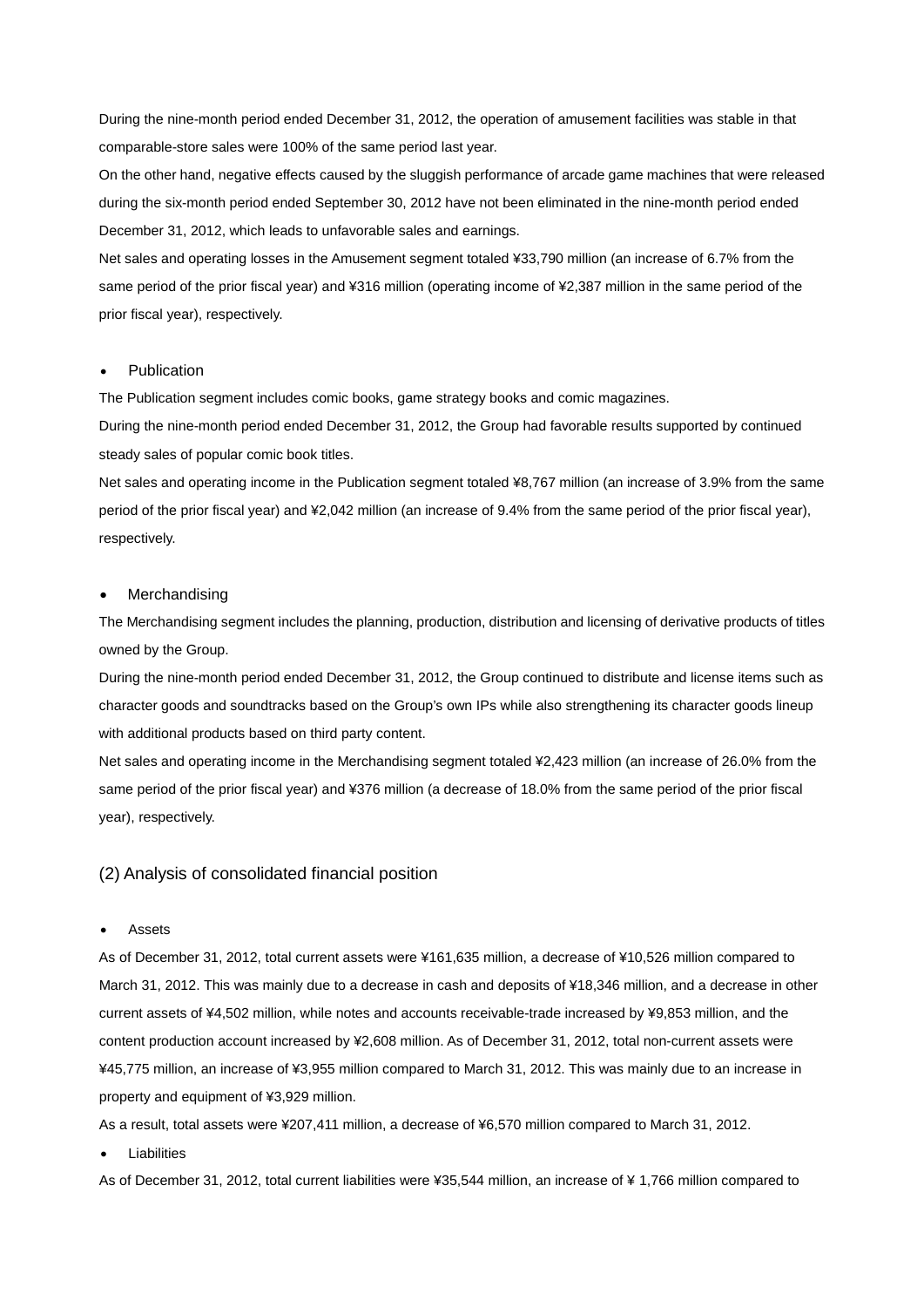During the nine-month period ended December 31, 2012, the operation of amusement facilities was stable in that comparable-store sales were 100% of the same period last year.

On the other hand, negative effects caused by the sluggish performance of arcade game machines that were released during the six-month period ended September 30, 2012 have not been eliminated in the nine-month period ended December 31, 2012, which leads to unfavorable sales and earnings.

Net sales and operating losses in the Amusement segment totaled ¥33,790 million (an increase of 6.7% from the same period of the prior fiscal year) and ¥316 million (operating income of ¥2,387 million in the same period of the prior fiscal year), respectively.

- Publication

The Publication segment includes comic books, game strategy books and comic magazines.

During the nine-month period ended December 31, 2012, the Group had favorable results supported by continued steady sales of popular comic book titles.

Net sales and operating income in the Publication segment totaled ¥8,767 million (an increase of 3.9% from the same period of the prior fiscal year) and ¥2,042 million (an increase of 9.4% from the same period of the prior fiscal year), respectively.

- Merchandising

The Merchandising segment includes the planning, production, distribution and licensing of derivative products of titles owned by the Group.

During the nine-month period ended December 31, 2012, the Group continued to distribute and license items such as character goods and soundtracks based on the Group's own IPs while also strengthening its character goods lineup with additional products based on third party content.

Net sales and operating income in the Merchandising segment totaled ¥2,423 million (an increase of 26.0% from the same period of the prior fiscal year) and ¥376 million (a decrease of 18.0% from the same period of the prior fiscal year), respectively.

## (2) Analysis of consolidated financial position

- Assets

As of December 31, 2012, total current assets were ¥161,635 million, a decrease of ¥10,526 million compared to March 31, 2012. This was mainly due to a decrease in cash and deposits of ¥18,346 million, and a decrease in other current assets of ¥4,502 million, while notes and accounts receivable-trade increased by ¥9,853 million, and the content production account increased by ¥2,608 million. As of December 31, 2012, total non-current assets were ¥45,775 million, an increase of ¥3,955 million compared to March 31, 2012. This was mainly due to an increase in property and equipment of ¥3,929 million.

As a result, total assets were ¥207,411 million, a decrease of ¥6,570 million compared to March 31, 2012.

- Liabilities

As of December 31, 2012, total current liabilities were ¥35,544 million, an increase of ¥ 1,766 million compared to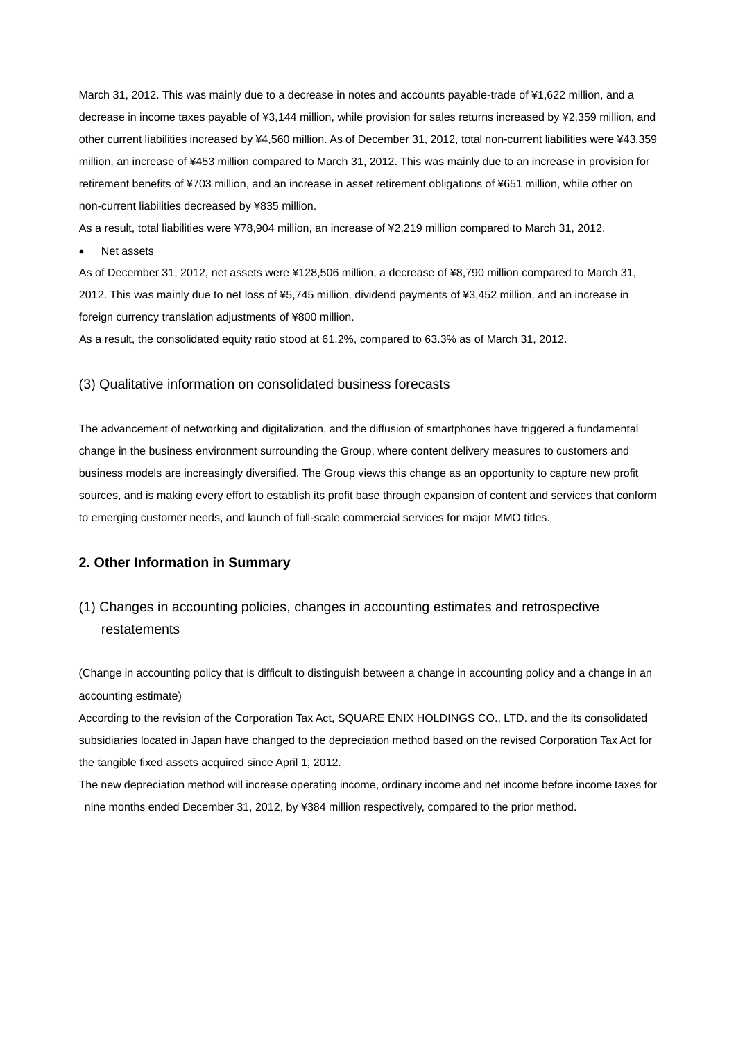March 31, 2012. This was mainly due to a decrease in notes and accounts payable-trade of ¥1,622 million, and a decrease in income taxes payable of ¥3,144 million, while provision for sales returns increased by ¥2,359 million, and other current liabilities increased by ¥4,560 million. As of December 31, 2012, total non-current liabilities were ¥43,359 million, an increase of ¥453 million compared to March 31, 2012. This was mainly due to an increase in provision for retirement benefits of ¥703 million, and an increase in asset retirement obligations of ¥651 million, while other on non-current liabilities decreased by ¥835 million.

As a result, total liabilities were ¥78,904 million, an increase of ¥2,219 million compared to March 31, 2012.

- Net assets

As of December 31, 2012, net assets were ¥128,506 million, a decrease of ¥8,790 million compared to March 31, 2012. This was mainly due to net loss of ¥5,745 million, dividend payments of ¥3,452 million, and an increase in foreign currency translation adjustments of ¥800 million.

As a result, the consolidated equity ratio stood at 61.2%, compared to 63.3% as of March 31, 2012.

### (3) Qualitative information on consolidated business forecasts

The advancement of networking and digitalization, and the diffusion of smartphones have triggered a fundamental change in the business environment surrounding the Group, where content delivery measures to customers and business models are increasingly diversified. The Group views this change as an opportunity to capture new profit sources, and is making every effort to establish its profit base through expansion of content and services that conform to emerging customer needs, and launch of full-scale commercial services for major MMO titles.

## 2. Other Information in Summary

### (1) Changes in accounting policies, changes in accounting estimates and retrospective restatements

(Change in accounting policy that is difficult to distinguish between a change in accounting policy and a change in an accounting estimate)

According to the revision of the Corporation Tax Act, SQUARE ENIX HOLDINGS CO., LTD. and the its consolidated subsidiaries located in Japan have changed to the depreciation method based on the revised Corporation Tax Act for the tangible fixed assets acquired since April 1, 2012.

The new depreciation method will increase operating income, ordinary income and net income before income taxes for nine months ended December 31, 2012, by ¥384 million respectively, compared to the prior method.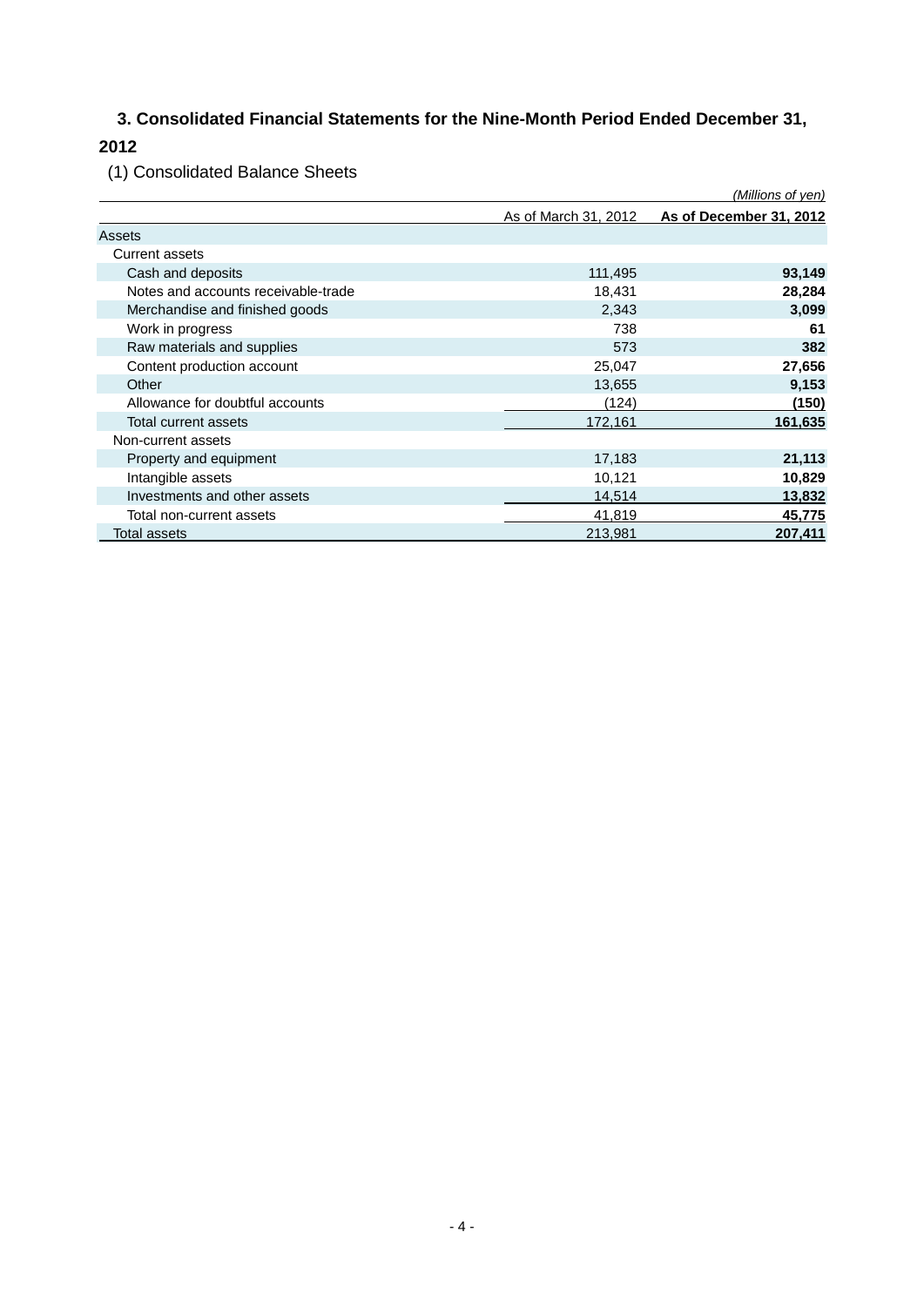## 3. Consolidated Financial Statements for the Nine-Month Period Ended December 31, 2012

### (1) Consolidated Balance Sheets

*(Millions of yen)*

| | As of March 31, 2012 | **As of December 31, 2012** |
|---|---|---|
| Assets | | |
| Current assets | | |
| Cash and deposits | 111,495 | **93,149** |
| Notes and accounts receivable-trade | 18,431 | **28,284** |
| Merchandise and finished goods | 2,343 | **3,099** |
| Work in progress | 738 | **61** |
| Raw materials and supplies | 573 | **382** |
| Content production account | 25,047 | **27,656** |
| Other | 13,655 | **9,153** |
| Allowance for doubtful accounts | (124) | **(150)** |
| Total current assets | 172,161 | **161,635** |
| Non-current assets | | |
| Property and equipment | 17,183 | **21,113** |
| Intangible assets | 10,121 | **10,829** |
| Investments and other assets | 14,514 | **13,832** |
| Total non-current assets | 41,819 | **45,775** |
| Total assets | 213,981 | **207,411** |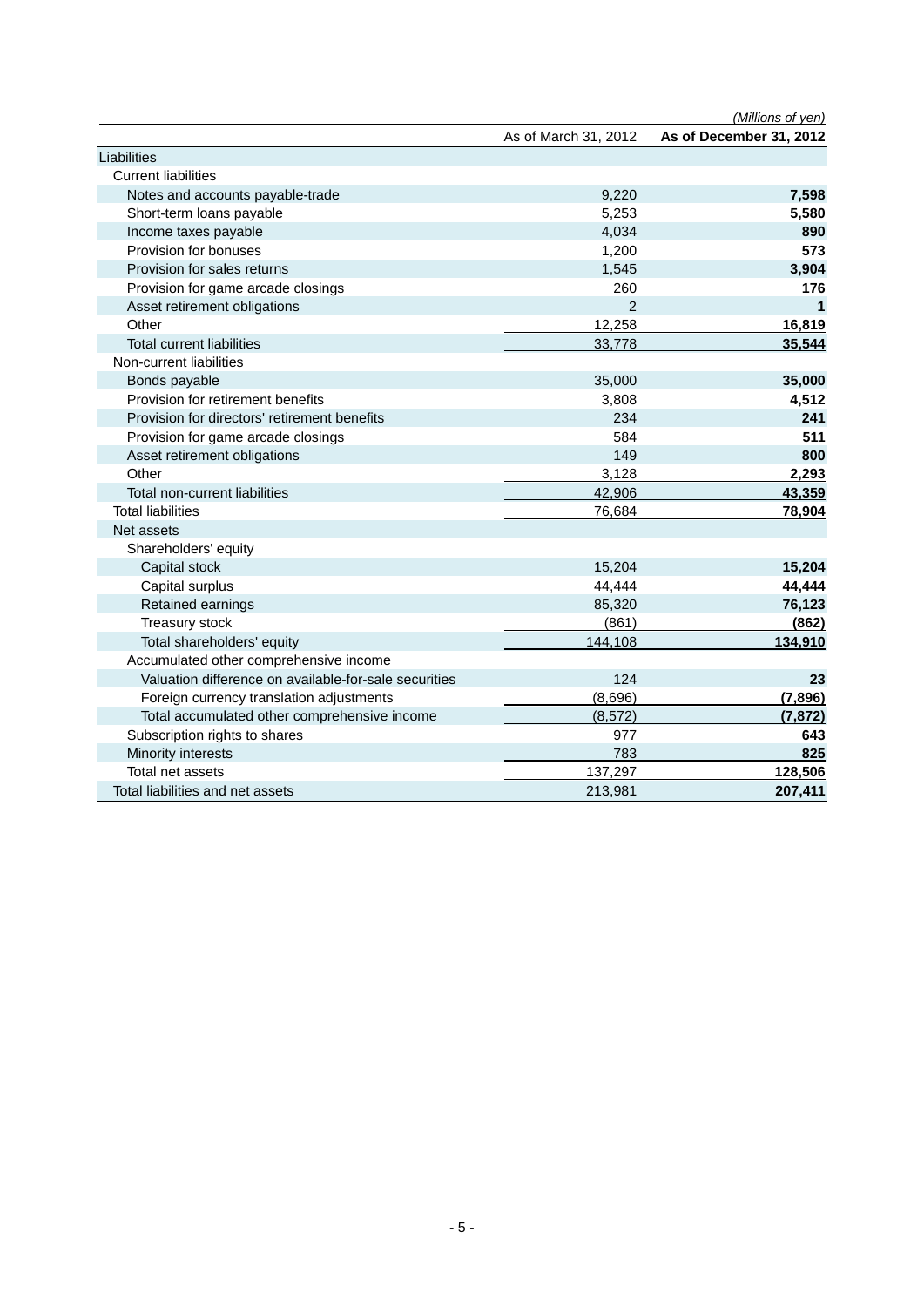*(Millions of yen)*

| | As of March 31, 2012 | **As of December 31, 2012** |
|---|---|---|
| Liabilities | | |
| Current liabilities | | |
| Notes and accounts payable-trade | 9,220 | **7,598** |
| Short-term loans payable | 5,253 | **5,580** |
| Income taxes payable | 4,034 | **890** |
| Provision for bonuses | 1,200 | **573** |
| Provision for sales returns | 1,545 | **3,904** |
| Provision for game arcade closings | 260 | **176** |
| Asset retirement obligations | 2 | **1** |
| Other | 12,258 | **16,819** |
| Total current liabilities | 33,778 | **35,544** |
| Non-current liabilities | | |
| Bonds payable | 35,000 | **35,000** |
| Provision for retirement benefits | 3,808 | **4,512** |
| Provision for directors' retirement benefits | 234 | **241** |
| Provision for game arcade closings | 584 | **511** |
| Asset retirement obligations | 149 | **800** |
| Other | 3,128 | **2,293** |
| Total non-current liabilities | 42,906 | **43,359** |
| Total liabilities | 76,684 | **78,904** |
| Net assets | | |
| Shareholders' equity | | |
| Capital stock | 15,204 | **15,204** |
| Capital surplus | 44,444 | **44,444** |
| Retained earnings | 85,320 | **76,123** |
| Treasury stock | (861) | **(862)** |
| Total shareholders' equity | 144,108 | **134,910** |
| Accumulated other comprehensive income | | |
| Valuation difference on available-for-sale securities | 124 | **23** |
| Foreign currency translation adjustments | (8,696) | **(7,896)** |
| Total accumulated other comprehensive income | (8,572) | **(7,872)** |
| Subscription rights to shares | 977 | **643** |
| Minority interests | 783 | **825** |
| Total net assets | 137,297 | **128,506** |
| Total liabilities and net assets | 213,981 | **207,411** |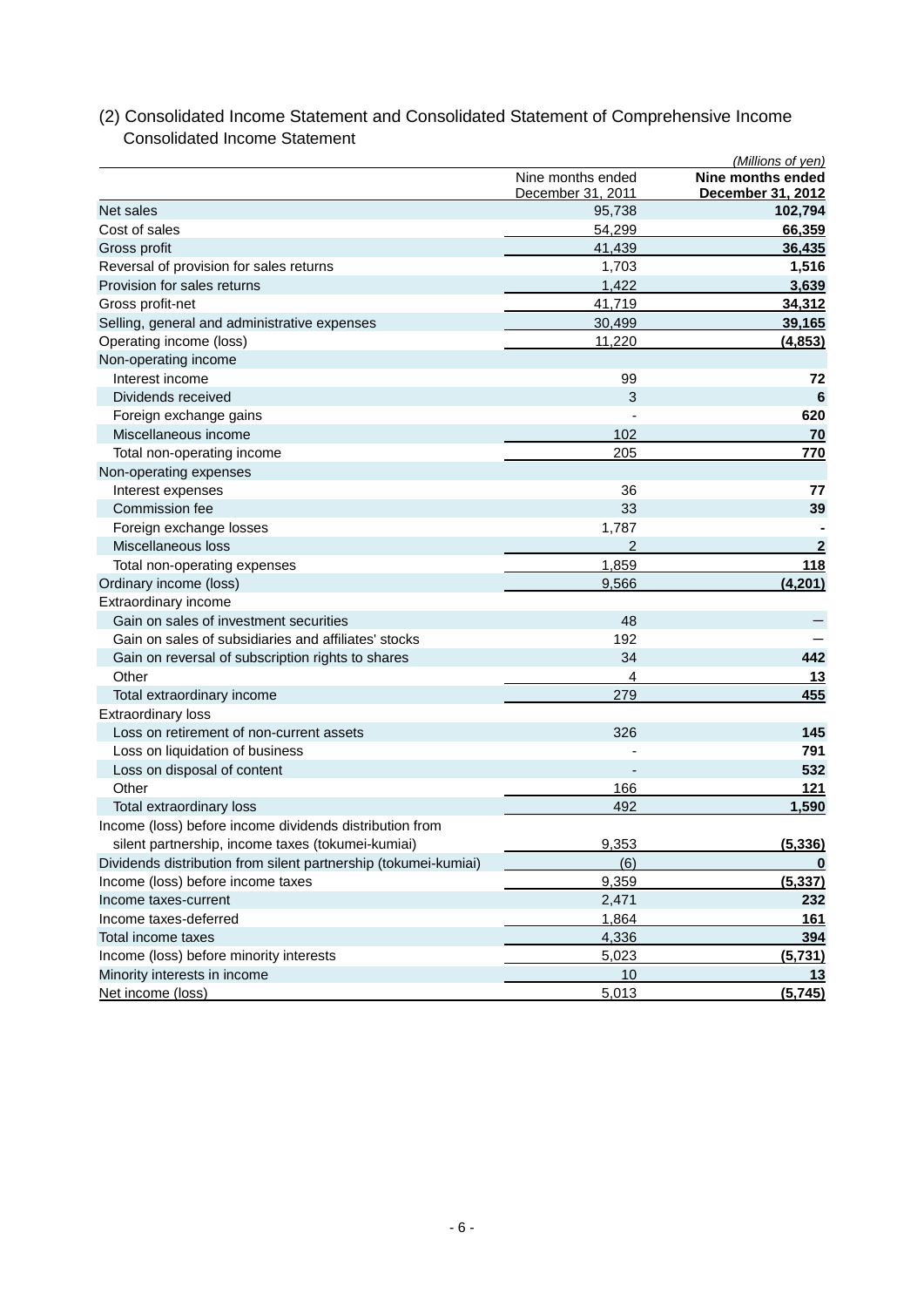## (2) Consolidated Income Statement and Consolidated Statement of Comprehensive Income

### Consolidated Income Statement

*(Millions of yen)*

| | Nine months ended December 31, 2011 | **Nine months ended December 31, 2012** |
|---|---|---|
| Net sales | 95,738 | **102,794** |
| Cost of sales | 54,299 | **66,359** |
| Gross profit | 41,439 | **36,435** |
| Reversal of provision for sales returns | 1,703 | **1,516** |
| Provision for sales returns | 1,422 | **3,639** |
| Gross profit-net | 41,719 | **34,312** |
| Selling, general and administrative expenses | 30,499 | **39,165** |
| Operating income (loss) | 11,220 | **(4,853)** |
| Non-operating income | | |
| Interest income | 99 | **72** |
| Dividends received | 3 | **6** |
| Foreign exchange gains | - | **620** |
| Miscellaneous income | 102 | **70** |
| Total non-operating income | 205 | **770** |
| Non-operating expenses | | |
| Interest expenses | 36 | **77** |
| Commission fee | 33 | **39** |
| Foreign exchange losses | 1,787 | **-** |
| Miscellaneous loss | 2 | **2** |
| Total non-operating expenses | 1,859 | **118** |
| Ordinary income (loss) | 9,566 | **(4,201)** |
| Extraordinary income | | |
| Gain on sales of investment securities | 48 | **—** |
| Gain on sales of subsidiaries and affiliates' stocks | 192 | **—** |
| Gain on reversal of subscription rights to shares | 34 | **442** |
| Other | 4 | **13** |
| Total extraordinary income | 279 | **455** |
| Extraordinary loss | | |
| Loss on retirement of non-current assets | 326 | **145** |
| Loss on liquidation of business | - | **791** |
| Loss on disposal of content | - | **532** |
| Other | 166 | **121** |
| Total extraordinary loss | 492 | **1,590** |
| Income (loss) before income dividends distribution from silent partnership, income taxes (tokumei-kumiai) | 9,353 | **(5,336)** |
| Dividends distribution from silent partnership (tokumei-kumiai) | (6) | **0** |
| Income (loss) before income taxes | 9,359 | **(5,337)** |
| Income taxes-current | 2,471 | **232** |
| Income taxes-deferred | 1,864 | **161** |
| Total income taxes | 4,336 | **394** |
| Income (loss) before minority interests | 5,023 | **(5,731)** |
| Minority interests in income | 10 | **13** |
| Net income (loss) | 5,013 | **(5,745)** |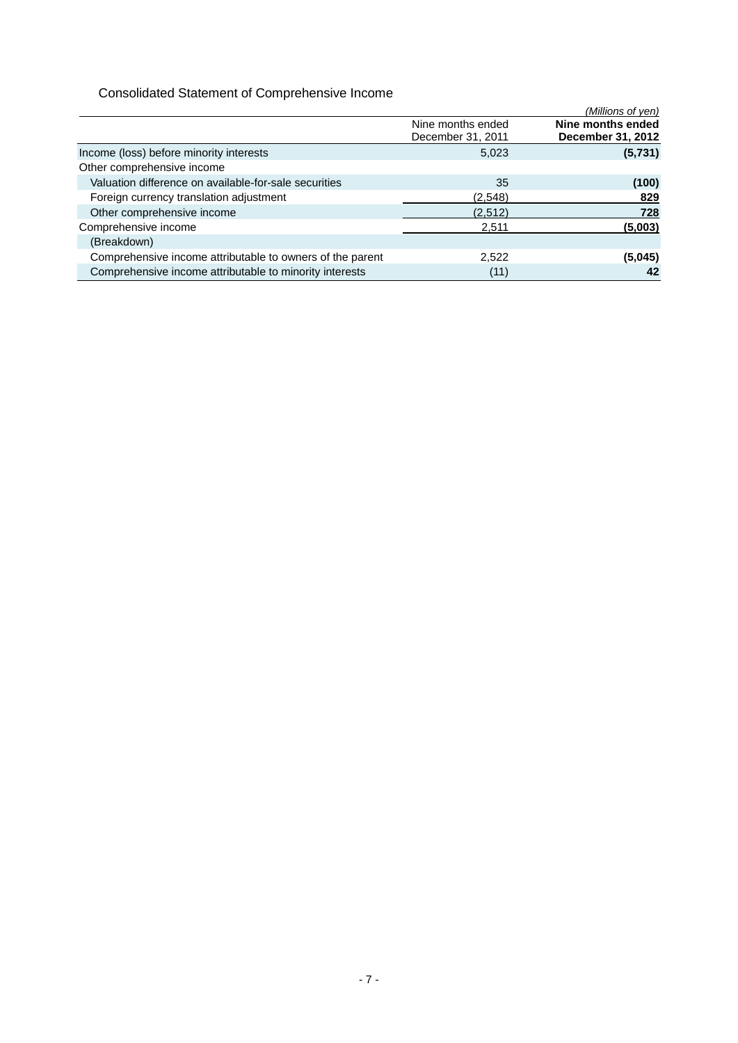## Consolidated Statement of Comprehensive Income

*(Millions of yen)*

| | Nine months ended December 31, 2011 | **Nine months ended December 31, 2012** |
|---|---|---|
| Income (loss) before minority interests | 5,023 | **(5,731)** |
| Other comprehensive income | | |
| Valuation difference on available-for-sale securities | 35 | **(100)** |
| Foreign currency translation adjustment | (2,548) | **829** |
| Other comprehensive income | (2,512) | **728** |
| Comprehensive income | 2,511 | **(5,003)** |
| (Breakdown) | | |
| Comprehensive income attributable to owners of the parent | 2,522 | **(5,045)** |
| Comprehensive income attributable to minority interests | (11) | **42** |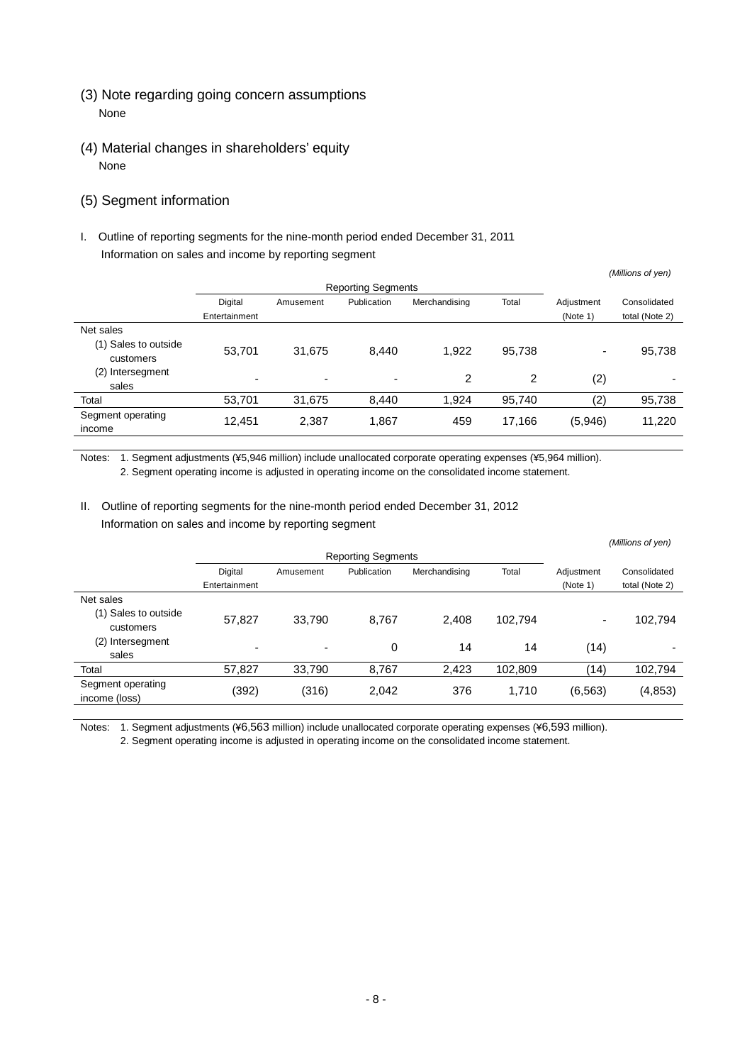## (3) Note regarding going concern assumptions

None

## (4) Material changes in shareholders' equity

None

## (5) Segment information

I. Outline of reporting segments for the nine-month period ended December 31, 2011

Information on sales and income by reporting segment

*(Millions of yen)*

| | Reporting Segments | | | | | | |
|---|---|---|---|---|---|---|---|
| | Digital Entertainment | Amusement | Publication | Merchandising | Total | Adjustment (Note 1) | Consolidated total (Note 2) |
| Net sales | | | | | | | |
| (1) Sales to outside customers | 53,701 | 31,675 | 8,440 | 1,922 | 95,738 | - | 95,738 |
| (2) Intersegment sales | - | - | - | 2 | 2 | (2) | - |
| Total | 53,701 | 31,675 | 8,440 | 1,924 | 95,740 | (2) | 95,738 |
| Segment operating income | 12,451 | 2,387 | 1,867 | 459 | 17,166 | (5,946) | 11,220 |

Notes: 1. Segment adjustments (¥5,946 million) include unallocated corporate operating expenses (¥5,964 million).
2. Segment operating income is adjusted in operating income on the consolidated income statement.

II. Outline of reporting segments for the nine-month period ended December 31, 2012

Information on sales and income by reporting segment

*(Millions of yen)*

| | Reporting Segments | | | | | | |
|---|---|---|---|---|---|---|---|
| | Digital Entertainment | Amusement | Publication | Merchandising | Total | Adjustment (Note 1) | Consolidated total (Note 2) |
| Net sales | | | | | | | |
| (1) Sales to outside customers | 57,827 | 33,790 | 8,767 | 2,408 | 102,794 | - | 102,794 |
| (2) Intersegment sales | - | - | 0 | 14 | 14 | (14) | - |
| Total | 57,827 | 33,790 | 8,767 | 2,423 | 102,809 | (14) | 102,794 |
| Segment operating income (loss) | (392) | (316) | 2,042 | 376 | 1,710 | (6,563) | (4,853) |

Notes: 1. Segment adjustments (¥6,563 million) include unallocated corporate operating expenses (¥6,593 million).
2. Segment operating income is adjusted in operating income on the consolidated income statement.